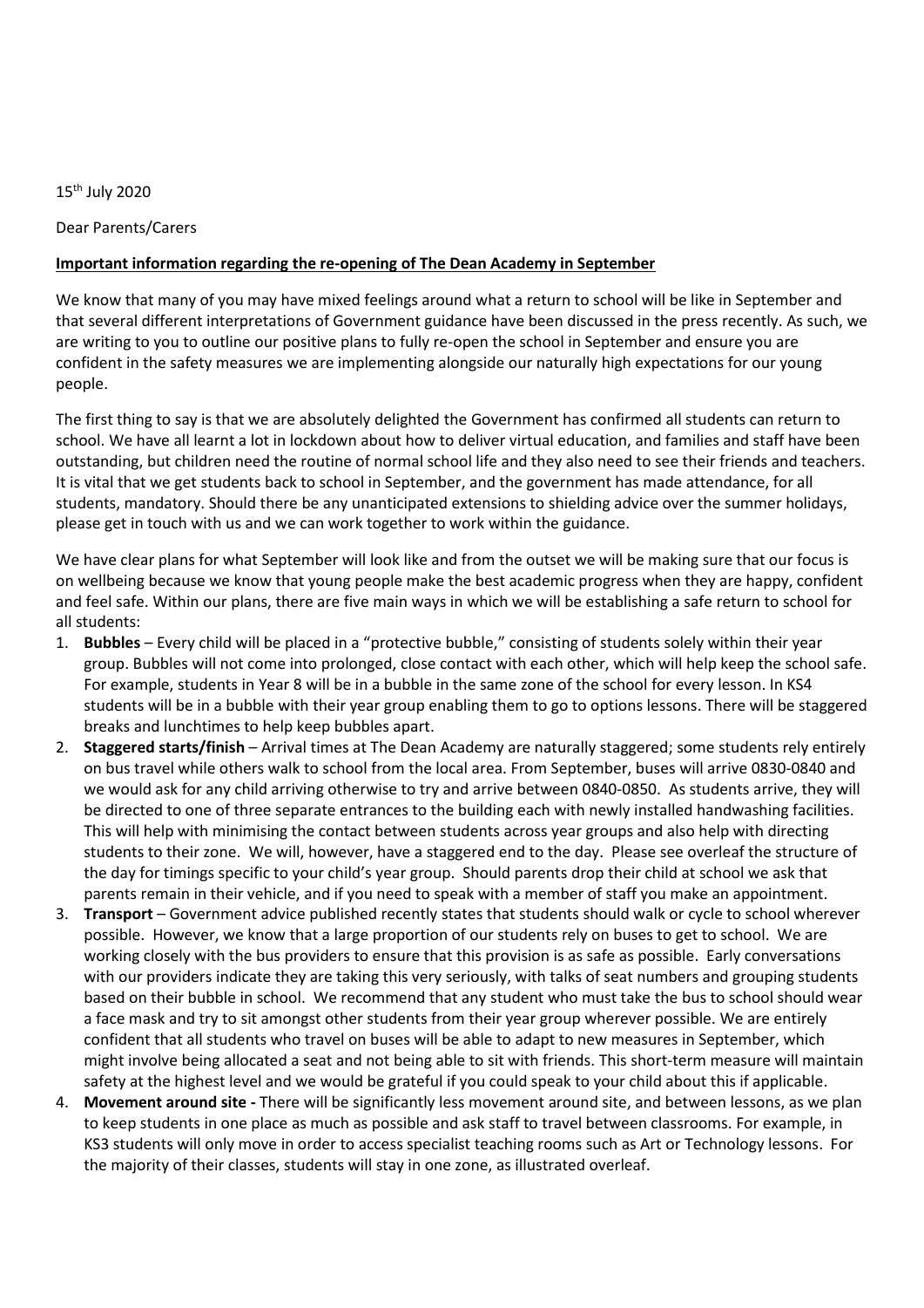15th July 2020

Dear Parents/Carers

**Important information regarding the re-opening of The Dean Academy in September**

We know that many of you may have mixed feelings around what a return to school will be like in September and that several different interpretations of Government guidance have been discussed in the press recently. As such, we are writing to you to outline our positive plans to fully re-open the school in September and ensure you are confident in the safety measures we are implementing alongside our naturally high expectations for our young people.

The first thing to say is that we are absolutely delighted the Government has confirmed all students can return to school. We have all learnt a lot in lockdown about how to deliver virtual education, and families and staff have been outstanding, but children need the routine of normal school life and they also need to see their friends and teachers. It is vital that we get students back to school in September, and the government has made attendance, for all students, mandatory. Should there be any unanticipated extensions to shielding advice over the summer holidays, please get in touch with us and we can work together to work within the guidance.

We have clear plans for what September will look like and from the outset we will be making sure that our focus is on wellbeing because we know that young people make the best academic progress when they are happy, confident and feel safe. Within our plans, there are five main ways in which we will be establishing a safe return to school for all students:

1. **Bubbles** – Every child will be placed in a "protective bubble," consisting of students solely within their year group. Bubbles will not come into prolonged, close contact with each other, which will help keep the school safe. For example, students in Year 8 will be in a bubble in the same zone of the school for every lesson. In KS4 students will be in a bubble with their year group enabling them to go to options lessons. There will be staggered breaks and lunchtimes to help keep bubbles apart.
2. **Staggered starts/finish** – Arrival times at The Dean Academy are naturally staggered; some students rely entirely on bus travel while others walk to school from the local area. From September, buses will arrive 0830-0840 and we would ask for any child arriving otherwise to try and arrive between 0840-0850. As students arrive, they will be directed to one of three separate entrances to the building each with newly installed handwashing facilities. This will help with minimising the contact between students across year groups and also help with directing students to their zone. We will, however, have a staggered end to the day. Please see overleaf the structure of the day for timings specific to your child's year group. Should parents drop their child at school we ask that parents remain in their vehicle, and if you need to speak with a member of staff you make an appointment.
3. **Transport** – Government advice published recently states that students should walk or cycle to school wherever possible. However, we know that a large proportion of our students rely on buses to get to school. We are working closely with the bus providers to ensure that this provision is as safe as possible. Early conversations with our providers indicate they are taking this very seriously, with talks of seat numbers and grouping students based on their bubble in school. We recommend that any student who must take the bus to school should wear a face mask and try to sit amongst other students from their year group wherever possible. We are entirely confident that all students who travel on buses will be able to adapt to new measures in September, which might involve being allocated a seat and not being able to sit with friends. This short-term measure will maintain safety at the highest level and we would be grateful if you could speak to your child about this if applicable.
4. **Movement around site -** There will be significantly less movement around site, and between lessons, as we plan to keep students in one place as much as possible and ask staff to travel between classrooms. For example, in KS3 students will only move in order to access specialist teaching rooms such as Art or Technology lessons. For the majority of their classes, students will stay in one zone, as illustrated overleaf.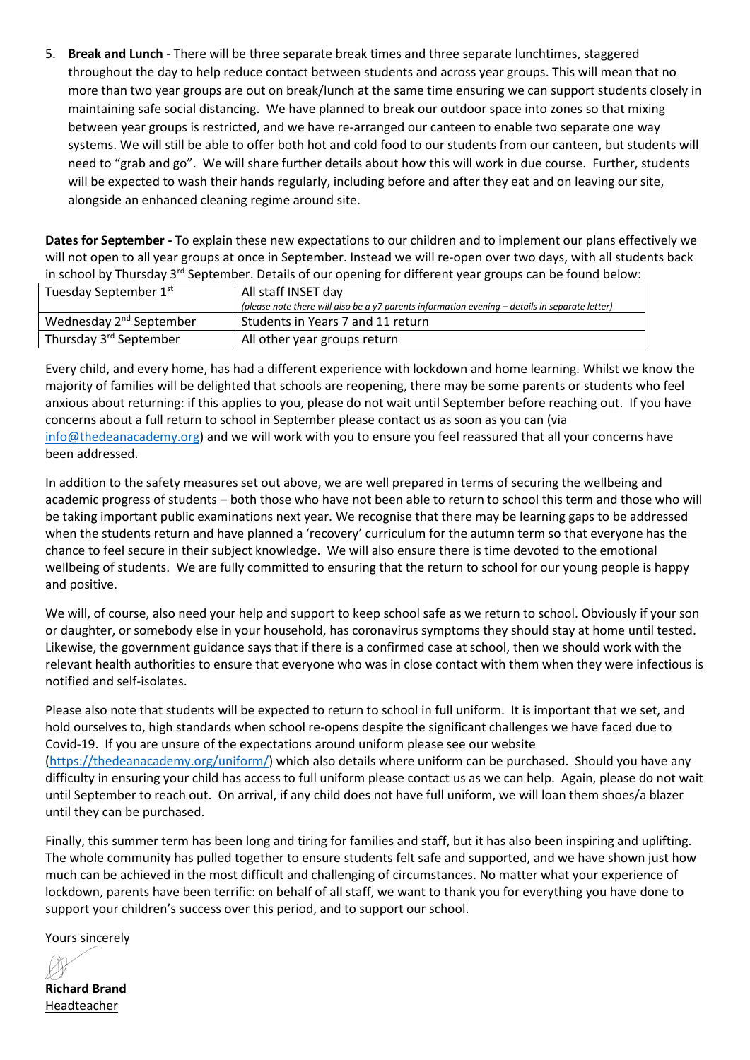5. **Break and Lunch** - There will be three separate break times and three separate lunchtimes, staggered throughout the day to help reduce contact between students and across year groups. This will mean that no more than two year groups are out on break/lunch at the same time ensuring we can support students closely in maintaining safe social distancing. We have planned to break our outdoor space into zones so that mixing between year groups is restricted, and we have re-arranged our canteen to enable two separate one way systems. We will still be able to offer both hot and cold food to our students from our canteen, but students will need to "grab and go". We will share further details about how this will work in due course. Further, students will be expected to wash their hands regularly, including before and after they eat and on leaving our site, alongside an enhanced cleaning regime around site.

**Dates for September -** To explain these new expectations to our children and to implement our plans effectively we will not open to all year groups at once in September. Instead we will re-open over two days, with all students back in school by Thursday 3rd September. Details of our opening for different year groups can be found below:

| Tuesday September 1st | All staff INSET day *(please note there will also be a y7 parents information evening – details in separate letter)* |
|---|---|
| Wednesday 2nd September | Students in Years 7 and 11 return |
| Thursday 3rd September | All other year groups return |

Every child, and every home, has had a different experience with lockdown and home learning. Whilst we know the majority of families will be delighted that schools are reopening, there may be some parents or students who feel anxious about returning: if this applies to you, please do not wait until September before reaching out. If you have concerns about a full return to school in September please contact us as soon as you can (via info@thedeanacademy.org) and we will work with you to ensure you feel reassured that all your concerns have been addressed.

In addition to the safety measures set out above, we are well prepared in terms of securing the wellbeing and academic progress of students – both those who have not been able to return to school this term and those who will be taking important public examinations next year. We recognise that there may be learning gaps to be addressed when the students return and have planned a 'recovery' curriculum for the autumn term so that everyone has the chance to feel secure in their subject knowledge. We will also ensure there is time devoted to the emotional wellbeing of students. We are fully committed to ensuring that the return to school for our young people is happy and positive.

We will, of course, also need your help and support to keep school safe as we return to school. Obviously if your son or daughter, or somebody else in your household, has coronavirus symptoms they should stay at home until tested. Likewise, the government guidance says that if there is a confirmed case at school, then we should work with the relevant health authorities to ensure that everyone who was in close contact with them when they were infectious is notified and self-isolates.

Please also note that students will be expected to return to school in full uniform. It is important that we set, and hold ourselves to, high standards when school re-opens despite the significant challenges we have faced due to Covid-19. If you are unsure of the expectations around uniform please see our website (https://thedeanacademy.org/uniform/) which also details where uniform can be purchased. Should you have any difficulty in ensuring your child has access to full uniform please contact us as we can help. Again, please do not wait until September to reach out. On arrival, if any child does not have full uniform, we will loan them shoes/a blazer until they can be purchased.

Finally, this summer term has been long and tiring for families and staff, but it has also been inspiring and uplifting. The whole community has pulled together to ensure students felt safe and supported, and we have shown just how much can be achieved in the most difficult and challenging of circumstances. No matter what your experience of lockdown, parents have been terrific: on behalf of all staff, we want to thank you for everything you have done to support your children's success over this period, and to support our school.

Yours sincerely

**Richard Brand**
Headteacher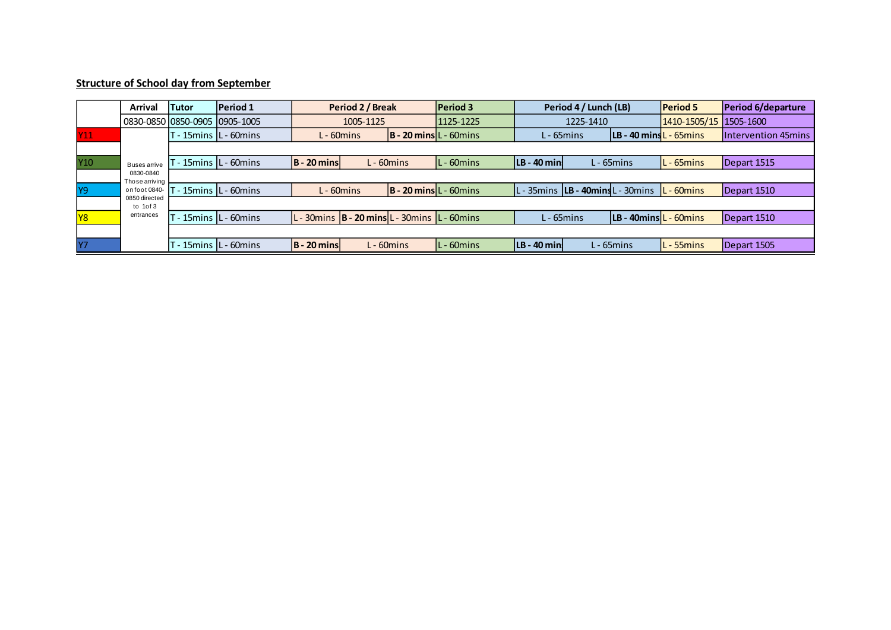## Structure of School day from September

| | Arrival | Tutor | Period 1 | Period 2 / Break | | Period 3 | Period 4 / Lunch (LB) | | | Period 5 | Period 6/departure |
|---|---|---|---|---|---|---|---|---|---|---|---|
| | 0830-0850 | 0850-0905 | 0905-1005 | 1005-1125 | | 1125-1225 | 1225-1410 | | | 1410-1505/15 | 1505-1600 |
| Y11 | Buses arrive 0830-0840 Those arriving on foot 0840-0850 directed to 1of 3 entrances | T - 15mins | L - 60mins | L - 60mins | **B - 20 mins** | L - 60mins | L - 65mins | | **LB - 40 mins** | L - 65mins | Intervention 45mins |
| Y10 | | T - 15mins | L - 60mins | **B - 20 mins** | L - 60mins | L - 60mins | **LB - 40 min** | L - 65mins | | L - 65mins | Depart 1515 |
| Y9 | | T - 15mins | L - 60mins | L - 60mins | **B - 20 mins** | L - 60mins | L - 35mins | **LB - 40mins** | L - 30mins | L - 60mins | Depart 1510 |
| Y8 | | T - 15mins | L - 60mins | L - 30mins **B - 20 mins** | L - 30mins | L - 60mins | L - 65mins | | **LB - 40mins** | L - 60mins | Depart 1510 |
| Y7 | | T - 15mins | L - 60mins | **B - 20 mins** | L - 60mins | L - 60mins | **LB - 40 min** | L - 65mins | | L - 55mins | Depart 1505 |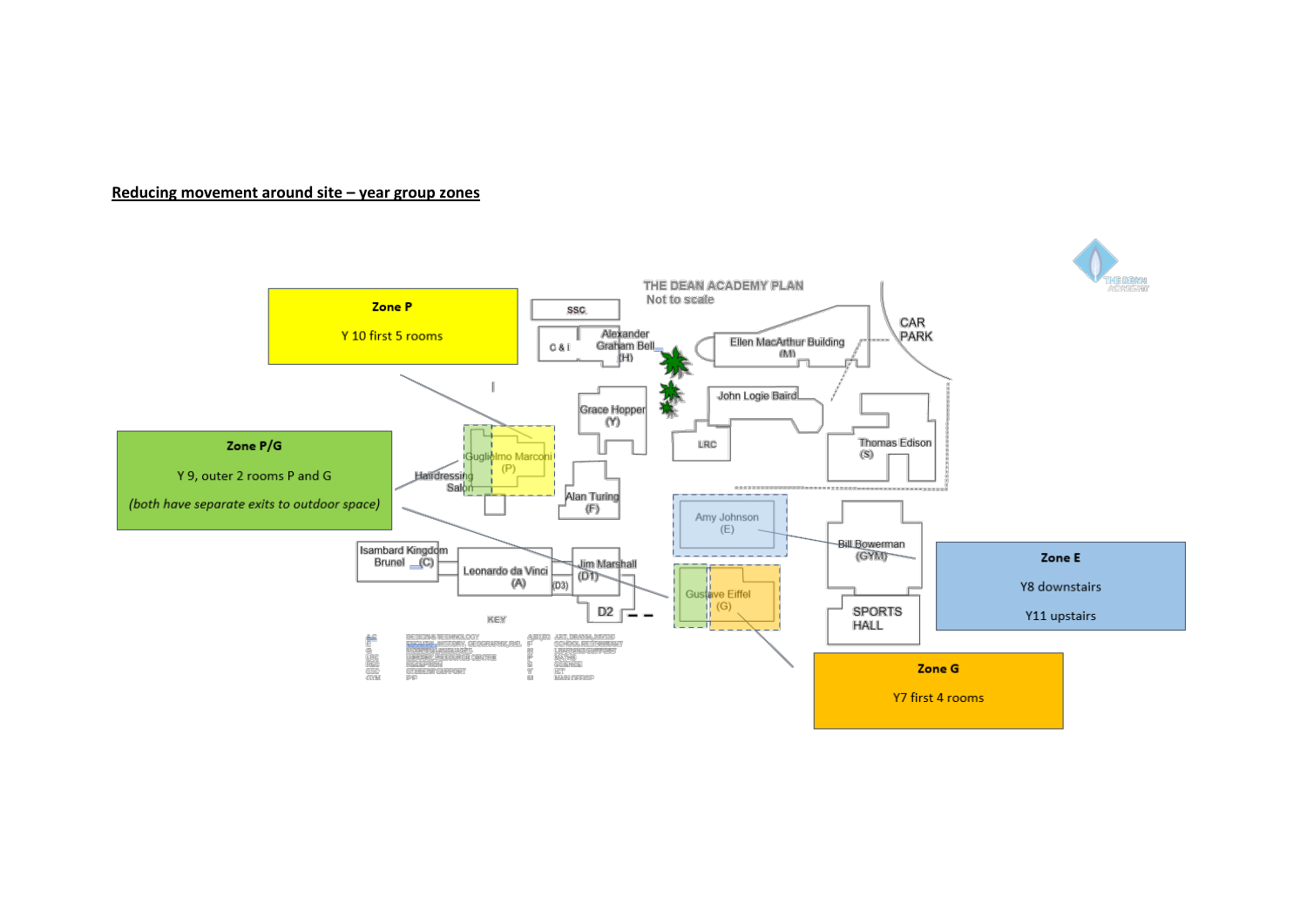**Reducing movement around site – year group zones**

**Zone P**

Y 10 first 5 rooms

**Zone P/G**

Y 9, outer 2 rooms P and G

*(both have separate exits to outdoor space)*

**Zone E**

Y8 downstairs

Y11 upstairs

**Zone G**

Y7 first 4 rooms

THE DEAN ACADEMY PLAN
Not to scale

SSC
C & I
Alexander Graham Bell (H)
Ellen MacArthur Building (M)
CAR PARK
John Logie Baird
Grace Hopper (Y)
LRC
Thomas Edison (S)
Guglielmo Marconi (P)
Hairdressing Salon
Alan Turing (F)
Amy Johnson (E)
Bill Bowerman (GYM)
SPORTS HALL
Isambard Kingdom Brunel (C)
Leonardo da Vinci (A)
Jim Marshall (D1)
(D3)
D2
Gustave Eiffel (G)
KEY